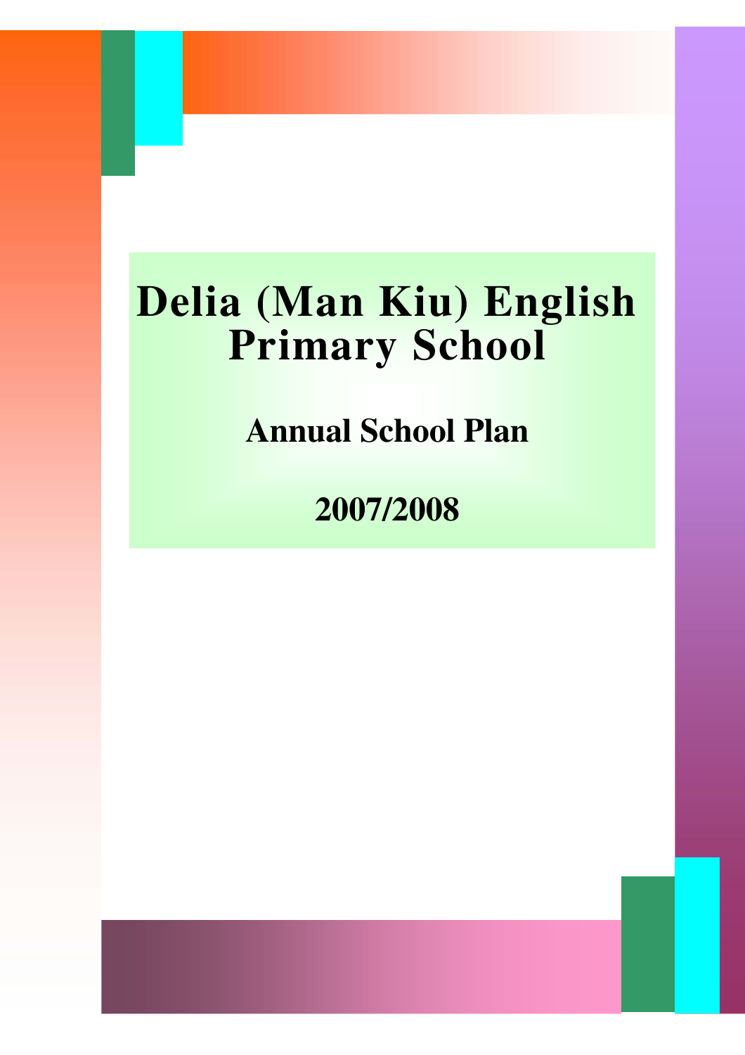# Delia (Man Kiu) English Primary School

## Annual School Plan

## 2007/2008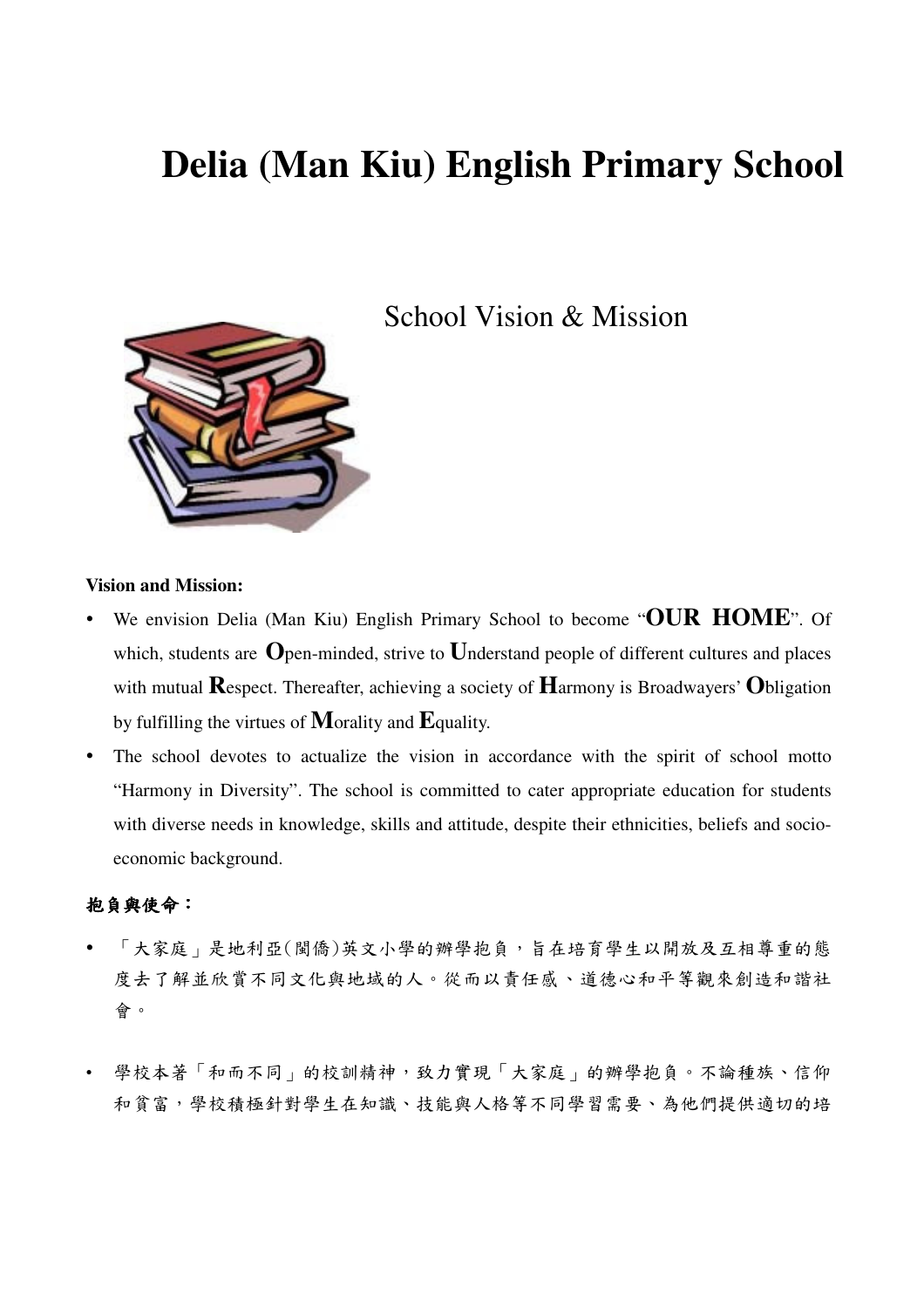# Delia (Man Kiu) English Primary School

School Vision & Mission

**Vision and Mission:**

- We envision Delia (Man Kiu) English Primary School to become "**OUR HOME**". Of which, students are **O**pen-minded, strive to **U**nderstand people of different cultures and places with mutual **R**espect. Thereafter, achieving a society of **H**armony is Broadwayers' **O**bligation by fulfilling the virtues of **M**orality and **E**quality.
- The school devotes to actualize the vision in accordance with the spirit of school motto "Harmony in Diversity". The school is committed to cater appropriate education for students with diverse needs in knowledge, skills and attitude, despite their ethnicities, beliefs and socio-economic background.

**抱負與使命：**

- 「大家庭」是地利亞(閩僑)英文小學的辦學抱負，旨在培育學生以開放及互相尊重的態度去了解並欣賞不同文化與地域的人。從而以責任感、道德心和平等觀來創造和諧社會。

- 學校本著「和而不同」的校訓精神，致力實現「大家庭」的辦學抱負。不論種族、信仰和貧富，學校積極針對學生在知識、技能與人格等不同學習需要、為他們提供適切的培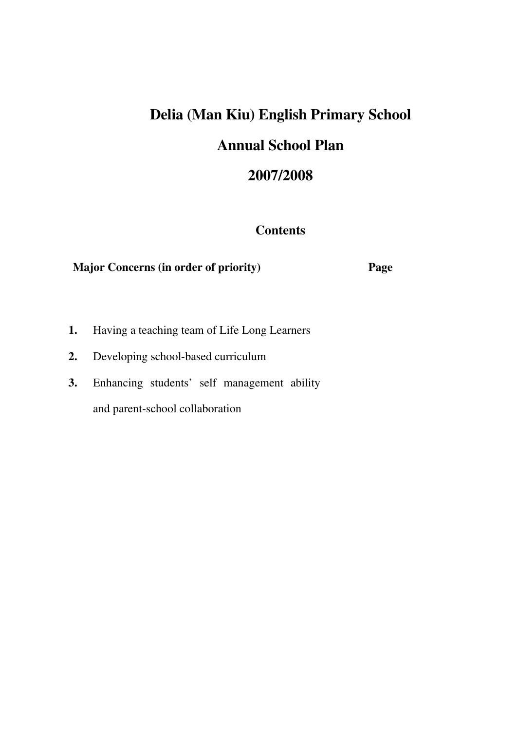# Delia (Man Kiu) English Primary School

# Annual School Plan

# 2007/2008

## Contents

| **Major Concerns (in order of priority)** | **Page** |
|---|---|
| **1.** Having a teaching team of Life Long Learners | |
| **2.** Developing school-based curriculum | |
| **3.** Enhancing students' self management ability and parent-school collaboration | |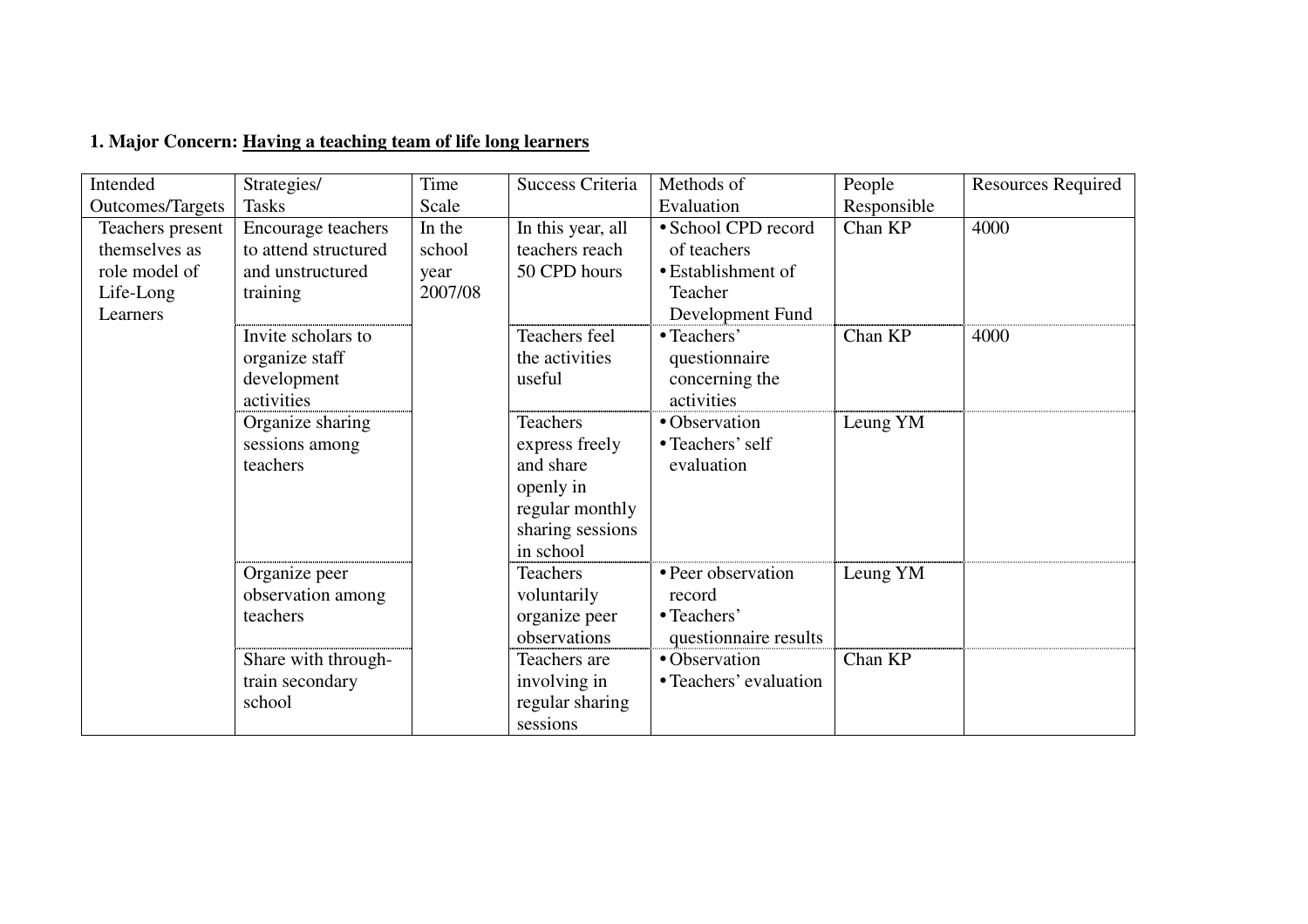**1. Major Concern: Having a teaching team of life long learners**

| Intended Outcomes/Targets | Strategies/ Tasks | Time Scale | Success Criteria | Methods of Evaluation | People Responsible | Resources Required |
|---|---|---|---|---|---|---|
| Teachers present themselves as role model of Life-Long Learners | Encourage teachers to attend structured and unstructured training | In the school year 2007/08 | In this year, all teachers reach 50 CPD hours | • School CPD record of teachers<br>• Establishment of Teacher Development Fund | Chan KP | 4000 |
| | Invite scholars to organize staff development activities | | Teachers feel the activities useful | • Teachers' questionnaire concerning the activities | Chan KP | 4000 |
| | Organize sharing sessions among teachers | | Teachers express freely and share openly in regular monthly sharing sessions in school | • Observation<br>• Teachers' self evaluation | Leung YM | |
| | Organize peer observation among teachers | | Teachers voluntarily organize peer observations | • Peer observation record<br>• Teachers' questionnaire results | Leung YM | |
| | Share with through-train secondary school | | Teachers are involving in regular sharing sessions | • Observation<br>• Teachers' evaluation | Chan KP | |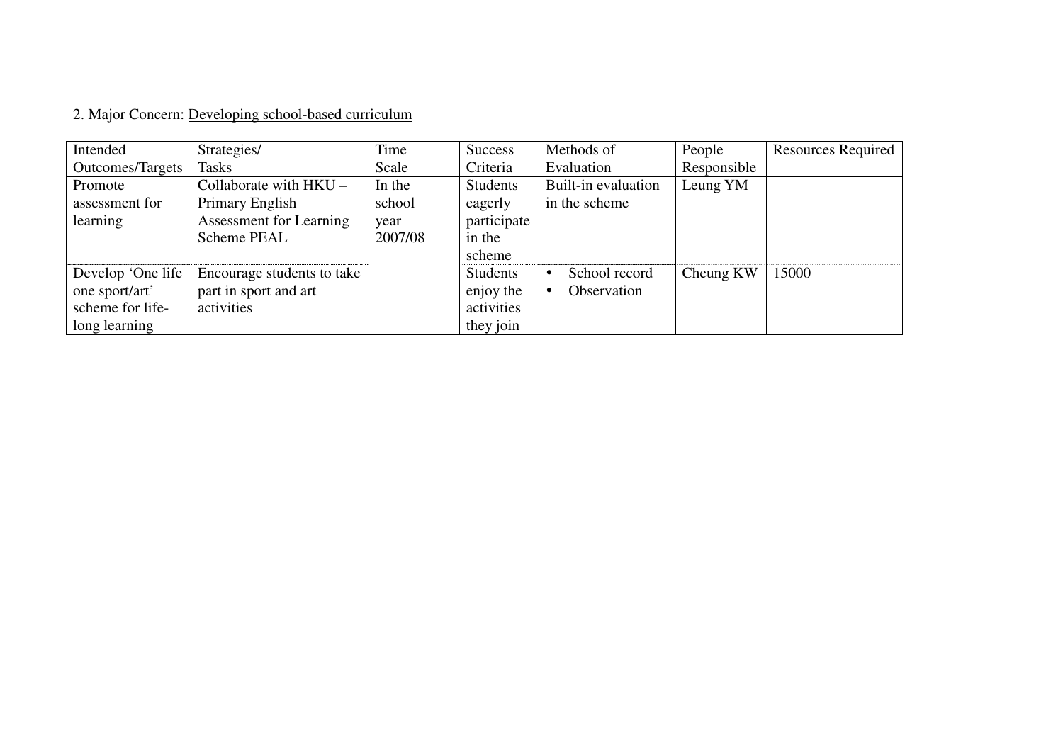2. Major Concern: Developing school-based curriculum

| Intended Outcomes/Targets | Strategies/ Tasks | Time Scale | Success Criteria | Methods of Evaluation | People Responsible | Resources Required |
|---|---|---|---|---|---|---|
| Promote assessment for learning | Collaborate with HKU – Primary English Assessment for Learning Scheme PEAL | In the school year 2007/08 | Students eagerly participate in the scheme | Built-in evaluation in the scheme | Leung YM | |
| Develop 'One life one sport/art' scheme for life-long learning | Encourage students to take part in sport and art activities | | Students enjoy the activities they join | • School record<br>• Observation | Cheung KW | 15000 |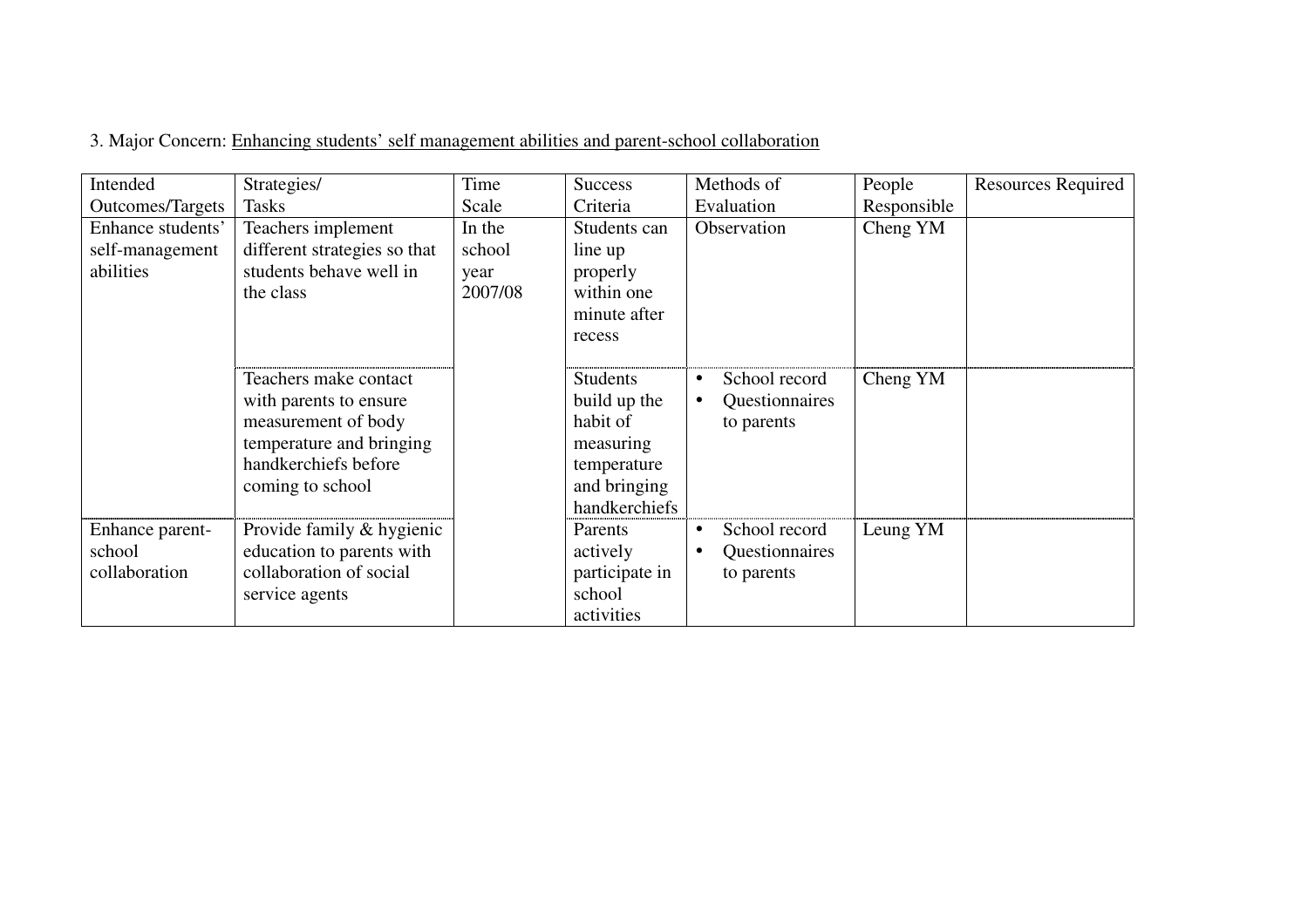3. Major Concern: Enhancing students' self management abilities and parent-school collaboration

| Intended Outcomes/Targets | Strategies/ Tasks | Time Scale | Success Criteria | Methods of Evaluation | People Responsible | Resources Required |
|---|---|---|---|---|---|---|
| Enhance students' self-management abilities | Teachers implement different strategies so that students behave well in the class | In the school year 2007/08 | Students can line up properly within one minute after recess | Observation | Cheng YM | |
| | Teachers make contact with parents to ensure measurement of body temperature and bringing handkerchiefs before coming to school | | Students build up the habit of measuring temperature and bringing handkerchiefs | • School record<br>• Questionnaires to parents | Cheng YM | |
| Enhance parent-school collaboration | Provide family & hygienic education to parents with collaboration of social service agents | | Parents actively participate in school activities | • School record<br>• Questionnaires to parents | Leung YM | |